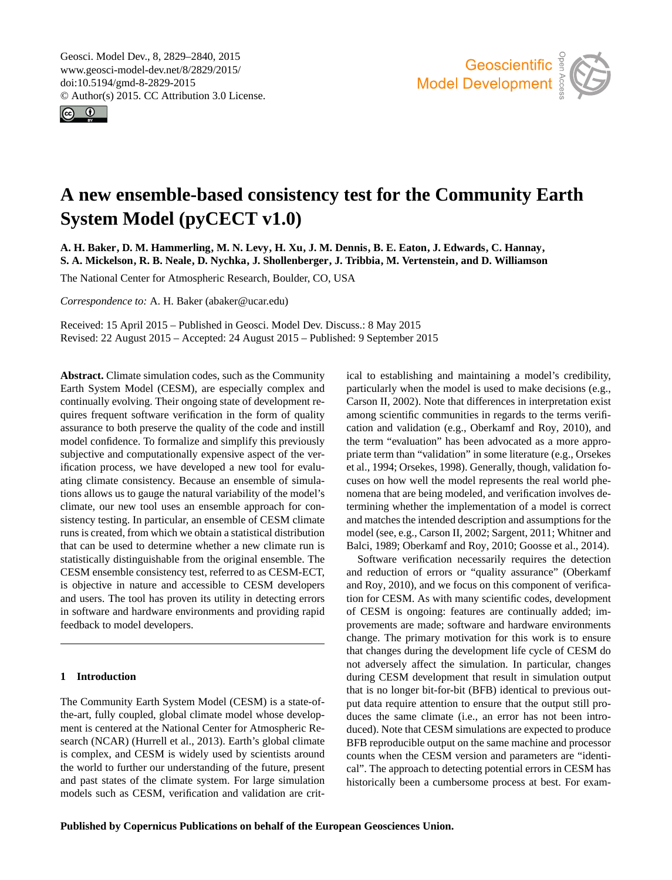# A new ensemble-based consistency test for the Community Earth System Model (pyCECT v1.0)

**A. H. Baker, D. M. Hammerling, M. N. Levy, H. Xu, J. M. Dennis, B. E. Eaton, J. Edwards, C. Hannay, S. A. Mickelson, R. B. Neale, D. Nychka, J. Shollenberger, J. Tribbia, M. Vertenstein, and D. Williamson**

The National Center for Atmospheric Research, Boulder, CO, USA

*Correspondence to:* A. H. Baker (abaker@ucar.edu)

Received: 15 April 2015 – Published in Geosci. Model Dev. Discuss.: 8 May 2015
Revised: 22 August 2015 – Accepted: 24 August 2015 – Published: 9 September 2015

**Abstract.** Climate simulation codes, such as the Community Earth System Model (CESM), are especially complex and continually evolving. Their ongoing state of development requires frequent software verification in the form of quality assurance to both preserve the quality of the code and instill model confidence. To formalize and simplify this previously subjective and computationally expensive aspect of the verification process, we have developed a new tool for evaluating climate consistency. Because an ensemble of simulations allows us to gauge the natural variability of the model's climate, our new tool uses an ensemble approach for consistency testing. In particular, an ensemble of CESM climate runs is created, from which we obtain a statistical distribution that can be used to determine whether a new climate run is statistically distinguishable from the original ensemble. The CESM ensemble consistency test, referred to as CESM-ECT, is objective in nature and accessible to CESM developers and users. The tool has proven its utility in detecting errors in software and hardware environments and providing rapid feedback to model developers.

## 1 Introduction

The Community Earth System Model (CESM) is a state-of-the-art, fully coupled, global climate model whose development is centered at the National Center for Atmospheric Research (NCAR) (Hurrell et al., 2013). Earth's global climate is complex, and CESM is widely used by scientists around the world to further our understanding of the future, present and past states of the climate system. For large simulation models such as CESM, verification and validation are critical to establishing and maintaining a model's credibility, particularly when the model is used to make decisions (e.g., Carson II, 2002). Note that differences in interpretation exist among scientific communities in regards to the terms verification and validation (e.g., Oberkamf and Roy, 2010), and the term "evaluation" has been advocated as a more appropriate term than "validation" in some literature (e.g., Orsekes et al., 1994; Orsekes, 1998). Generally, though, validation focuses on how well the model represents the real world phenomena that are being modeled, and verification involves determining whether the implementation of a model is correct and matches the intended description and assumptions for the model (see, e.g., Carson II, 2002; Sargent, 2011; Whitner and Balci, 1989; Oberkamf and Roy, 2010; Goosse et al., 2014).

Software verification necessarily requires the detection and reduction of errors or "quality assurance" (Oberkamf and Roy, 2010), and we focus on this component of verification for CESM. As with many scientific codes, development of CESM is ongoing: features are continually added; improvements are made; software and hardware environments change. The primary motivation for this work is to ensure that changes during the development life cycle of CESM do not adversely affect the simulation. In particular, changes during CESM development that result in simulation output that is no longer bit-for-bit (BFB) identical to previous output data require attention to ensure that the output still produces the same climate (i.e., an error has not been introduced). Note that CESM simulations are expected to produce BFB reproducible output on the same machine and processor counts when the CESM version and parameters are "identical". The approach to detecting potential errors in CESM has historically been a cumbersome process at best. For exam-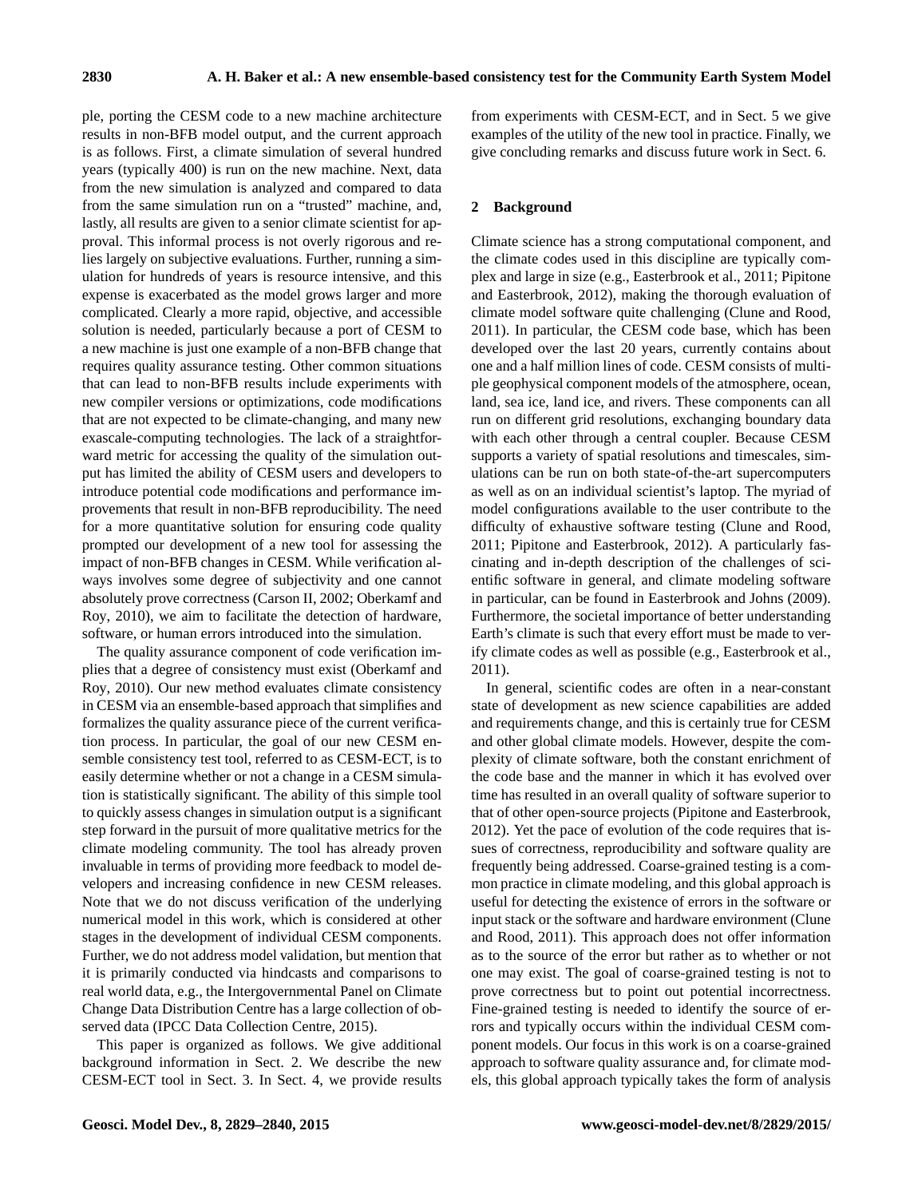ple, porting the CESM code to a new machine architecture results in non-BFB model output, and the current approach is as follows. First, a climate simulation of several hundred years (typically 400) is run on the new machine. Next, data from the new simulation is analyzed and compared to data from the same simulation run on a "trusted" machine, and, lastly, all results are given to a senior climate scientist for approval. This informal process is not overly rigorous and relies largely on subjective evaluations. Further, running a simulation for hundreds of years is resource intensive, and this expense is exacerbated as the model grows larger and more complicated. Clearly a more rapid, objective, and accessible solution is needed, particularly because a port of CESM to a new machine is just one example of a non-BFB change that requires quality assurance testing. Other common situations that can lead to non-BFB results include experiments with new compiler versions or optimizations, code modifications that are not expected to be climate-changing, and many new exascale-computing technologies. The lack of a straightforward metric for accessing the quality of the simulation output has limited the ability of CESM users and developers to introduce potential code modifications and performance improvements that result in non-BFB reproducibility. The need for a more quantitative solution for ensuring code quality prompted our development of a new tool for assessing the impact of non-BFB changes in CESM. While verification always involves some degree of subjectivity and one cannot absolutely prove correctness (Carson II, 2002; Oberkamf and Roy, 2010), we aim to facilitate the detection of hardware, software, or human errors introduced into the simulation.

The quality assurance component of code verification implies that a degree of consistency must exist (Oberkamf and Roy, 2010). Our new method evaluates climate consistency in CESM via an ensemble-based approach that simplifies and formalizes the quality assurance piece of the current verification process. In particular, the goal of our new CESM ensemble consistency test tool, referred to as CESM-ECT, is to easily determine whether or not a change in a CESM simulation is statistically significant. The ability of this simple tool to quickly assess changes in simulation output is a significant step forward in the pursuit of more qualitative metrics for the climate modeling community. The tool has already proven invaluable in terms of providing more feedback to model developers and increasing confidence in new CESM releases. Note that we do not discuss verification of the underlying numerical model in this work, which is considered at other stages in the development of individual CESM components. Further, we do not address model validation, but mention that it is primarily conducted via hindcasts and comparisons to real world data, e.g., the Intergovernmental Panel on Climate Change Data Distribution Centre has a large collection of observed data (IPCC Data Collection Centre, 2015).

This paper is organized as follows. We give additional background information in Sect. 2. We describe the new CESM-ECT tool in Sect. 3. In Sect. 4, we provide results from experiments with CESM-ECT, and in Sect. 5 we give examples of the utility of the new tool in practice. Finally, we give concluding remarks and discuss future work in Sect. 6.

## 2 Background

Climate science has a strong computational component, and the climate codes used in this discipline are typically complex and large in size (e.g., Easterbrook et al., 2011; Pipitone and Easterbrook, 2012), making the thorough evaluation of climate model software quite challenging (Clune and Rood, 2011). In particular, the CESM code base, which has been developed over the last 20 years, currently contains about one and a half million lines of code. CESM consists of multiple geophysical component models of the atmosphere, ocean, land, sea ice, land ice, and rivers. These components can all run on different grid resolutions, exchanging boundary data with each other through a central coupler. Because CESM supports a variety of spatial resolutions and timescales, simulations can be run on both state-of-the-art supercomputers as well as on an individual scientist's laptop. The myriad of model configurations available to the user contribute to the difficulty of exhaustive software testing (Clune and Rood, 2011; Pipitone and Easterbrook, 2012). A particularly fascinating and in-depth description of the challenges of scientific software in general, and climate modeling software in particular, can be found in Easterbrook and Johns (2009). Furthermore, the societal importance of better understanding Earth's climate is such that every effort must be made to verify climate codes as well as possible (e.g., Easterbrook et al., 2011).

In general, scientific codes are often in a near-constant state of development as new science capabilities are added and requirements change, and this is certainly true for CESM and other global climate models. However, despite the complexity of climate software, both the constant enrichment of the code base and the manner in which it has evolved over time has resulted in an overall quality of software superior to that of other open-source projects (Pipitone and Easterbrook, 2012). Yet the pace of evolution of the code requires that issues of correctness, reproducibility and software quality are frequently being addressed. Coarse-grained testing is a common practice in climate modeling, and this global approach is useful for detecting the existence of errors in the software or input stack or the software and hardware environment (Clune and Rood, 2011). This approach does not offer information as to the source of the error but rather as to whether or not one may exist. The goal of coarse-grained testing is not to prove correctness but to point out potential incorrectness. Fine-grained testing is needed to identify the source of errors and typically occurs within the individual CESM component models. Our focus in this work is on a coarse-grained approach to software quality assurance and, for climate models, this global approach typically takes the form of analysis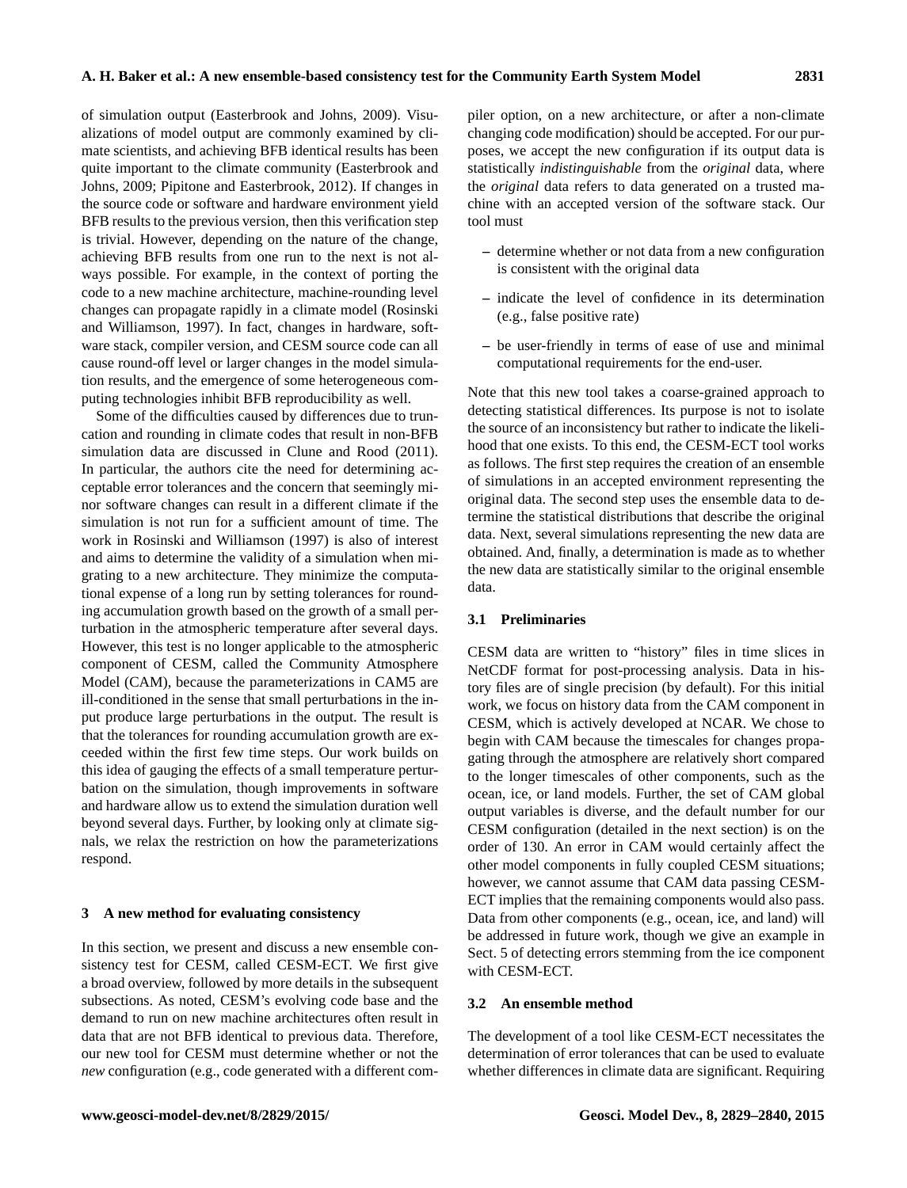of simulation output (Easterbrook and Johns, 2009). Visualizations of model output are commonly examined by climate scientists, and achieving BFB identical results has been quite important to the climate community (Easterbrook and Johns, 2009; Pipitone and Easterbrook, 2012). If changes in the source code or software and hardware environment yield BFB results to the previous version, then this verification step is trivial. However, depending on the nature of the change, achieving BFB results from one run to the next is not always possible. For example, in the context of porting the code to a new machine architecture, machine-rounding level changes can propagate rapidly in a climate model (Rosinski and Williamson, 1997). In fact, changes in hardware, software stack, compiler version, and CESM source code can all cause round-off level or larger changes in the model simulation results, and the emergence of some heterogeneous computing technologies inhibit BFB reproducibility as well.

Some of the difficulties caused by differences due to truncation and rounding in climate codes that result in non-BFB simulation data are discussed in Clune and Rood (2011). In particular, the authors cite the need for determining acceptable error tolerances and the concern that seemingly minor software changes can result in a different climate if the simulation is not run for a sufficient amount of time. The work in Rosinski and Williamson (1997) is also of interest and aims to determine the validity of a simulation when migrating to a new architecture. They minimize the computational expense of a long run by setting tolerances for rounding accumulation growth based on the growth of a small perturbation in the atmospheric temperature after several days. However, this test is no longer applicable to the atmospheric component of CESM, called the Community Atmosphere Model (CAM), because the parameterizations in CAM5 are ill-conditioned in the sense that small perturbations in the input produce large perturbations in the output. The result is that the tolerances for rounding accumulation growth are exceeded within the first few time steps. Our work builds on this idea of gauging the effects of a small temperature perturbation on the simulation, though improvements in software and hardware allow us to extend the simulation duration well beyond several days. Further, by looking only at climate signals, we relax the restriction on how the parameterizations respond.

## 3 A new method for evaluating consistency

In this section, we present and discuss a new ensemble consistency test for CESM, called CESM-ECT. We first give a broad overview, followed by more details in the subsequent subsections. As noted, CESM's evolving code base and the demand to run on new machine architectures often result in data that are not BFB identical to previous data. Therefore, our new tool for CESM must determine whether or not the *new* configuration (e.g., code generated with a different compiler option, on a new architecture, or after a non-climate changing code modification) should be accepted. For our purposes, we accept the new configuration if its output data is statistically *indistinguishable* from the *original* data, where the *original* data refers to data generated on a trusted machine with an accepted version of the software stack. Our tool must

- determine whether or not data from a new configuration is consistent with the original data
- indicate the level of confidence in its determination (e.g., false positive rate)
- be user-friendly in terms of ease of use and minimal computational requirements for the end-user.

Note that this new tool takes a coarse-grained approach to detecting statistical differences. Its purpose is not to isolate the source of an inconsistency but rather to indicate the likelihood that one exists. To this end, the CESM-ECT tool works as follows. The first step requires the creation of an ensemble of simulations in an accepted environment representing the original data. The second step uses the ensemble data to determine the statistical distributions that describe the original data. Next, several simulations representing the new data are obtained. And, finally, a determination is made as to whether the new data are statistically similar to the original ensemble data.

### 3.1 Preliminaries

CESM data are written to "history" files in time slices in NetCDF format for post-processing analysis. Data in history files are of single precision (by default). For this initial work, we focus on history data from the CAM component in CESM, which is actively developed at NCAR. We chose to begin with CAM because the timescales for changes propagating through the atmosphere are relatively short compared to the longer timescales of other components, such as the ocean, ice, or land models. Further, the set of CAM global output variables is diverse, and the default number for our CESM configuration (detailed in the next section) is on the order of 130. An error in CAM would certainly affect the other model components in fully coupled CESM situations; however, we cannot assume that CAM data passing CESM-ECT implies that the remaining components would also pass. Data from other components (e.g., ocean, ice, and land) will be addressed in future work, though we give an example in Sect. 5 of detecting errors stemming from the ice component with CESM-ECT.

### 3.2 An ensemble method

The development of a tool like CESM-ECT necessitates the determination of error tolerances that can be used to evaluate whether differences in climate data are significant. Requiring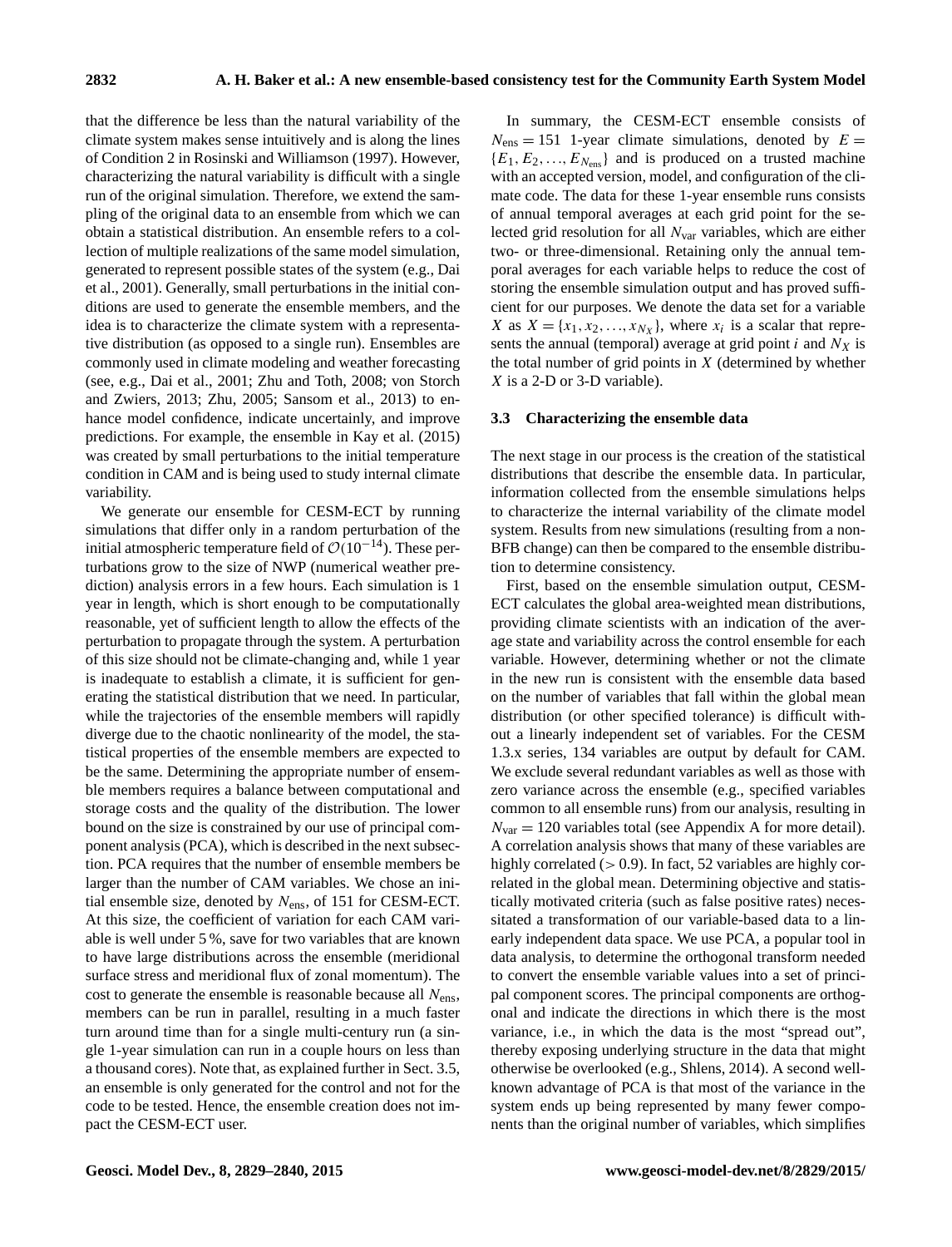that the difference be less than the natural variability of the climate system makes sense intuitively and is along the lines of Condition 2 in Rosinski and Williamson (1997). However, characterizing the natural variability is difficult with a single run of the original simulation. Therefore, we extend the sampling of the original data to an ensemble from which we can obtain a statistical distribution. An ensemble refers to a collection of multiple realizations of the same model simulation, generated to represent possible states of the system (e.g., Dai et al., 2001). Generally, small perturbations in the initial conditions are used to generate the ensemble members, and the idea is to characterize the climate system with a representative distribution (as opposed to a single run). Ensembles are commonly used in climate modeling and weather forecasting (see, e.g., Dai et al., 2001; Zhu and Toth, 2008; von Storch and Zwiers, 2013; Zhu, 2005; Sansom et al., 2013) to enhance model confidence, indicate uncertainly, and improve predictions. For example, the ensemble in Kay et al. (2015) was created by small perturbations to the initial temperature condition in CAM and is being used to study internal climate variability.

We generate our ensemble for CESM-ECT by running simulations that differ only in a random perturbation of the initial atmospheric temperature field of $\mathcal{O}(10^{-14})$. These perturbations grow to the size of NWP (numerical weather prediction) analysis errors in a few hours. Each simulation is 1 year in length, which is short enough to be computationally reasonable, yet of sufficient length to allow the effects of the perturbation to propagate through the system. A perturbation of this size should not be climate-changing and, while 1 year is inadequate to establish a climate, it is sufficient for generating the statistical distribution that we need. In particular, while the trajectories of the ensemble members will rapidly diverge due to the chaotic nonlinearity of the model, the statistical properties of the ensemble members are expected to be the same. Determining the appropriate number of ensemble members requires a balance between computational and storage costs and the quality of the distribution. The lower bound on the size is constrained by our use of principal component analysis (PCA), which is described in the next subsection. PCA requires that the number of ensemble members be larger than the number of CAM variables. We chose an initial ensemble size, denoted by $N_{\text{ens}}$, of 151 for CESM-ECT. At this size, the coefficient of variation for each CAM variable is well under 5 %, save for two variables that are known to have large distributions across the ensemble (meridional surface stress and meridional flux of zonal momentum). The cost to generate the ensemble is reasonable because all $N_{\text{ens}}$, members can be run in parallel, resulting in a much faster turn around time than for a single multi-century run (a single 1-year simulation can run in a couple hours on less than a thousand cores). Note that, as explained further in Sect. 3.5, an ensemble is only generated for the control and not for the code to be tested. Hence, the ensemble creation does not impact the CESM-ECT user.

In summary, the CESM-ECT ensemble consists of $N_{\text{ens}} = 151$ 1-year climate simulations, denoted by $E = \{E_1, E_2, \ldots, E_{N_{\text{ens}}}\}$ and is produced on a trusted machine with an accepted version, model, and configuration of the climate code. The data for these 1-year ensemble runs consists of annual temporal averages at each grid point for the selected grid resolution for all $N_{\text{var}}$ variables, which are either two- or three-dimensional. Retaining only the annual temporal averages for each variable helps to reduce the cost of storing the ensemble simulation output and has proved sufficient for our purposes. We denote the data set for a variable $X$ as $X = \{x_1, x_2, \ldots, x_{N_X}\}$, where $x_i$ is a scalar that represents the annual (temporal) average at grid point $i$ and $N_X$ is the total number of grid points in $X$ (determined by whether $X$ is a 2-D or 3-D variable).

### 3.3 Characterizing the ensemble data

The next stage in our process is the creation of the statistical distributions that describe the ensemble data. In particular, information collected from the ensemble simulations helps to characterize the internal variability of the climate model system. Results from new simulations (resulting from a non-BFB change) can then be compared to the ensemble distribution to determine consistency.

First, based on the ensemble simulation output, CESM-ECT calculates the global area-weighted mean distributions, providing climate scientists with an indication of the average state and variability across the control ensemble for each variable. However, determining whether or not the climate in the new run is consistent with the ensemble data based on the number of variables that fall within the global mean distribution (or other specified tolerance) is difficult without a linearly independent set of variables. For the CESM 1.3.x series, 134 variables are output by default for CAM. We exclude several redundant variables as well as those with zero variance across the ensemble (e.g., specified variables common to all ensemble runs) from our analysis, resulting in $N_{\text{var}} = 120$ variables total (see Appendix A for more detail). A correlation analysis shows that many of these variables are highly correlated ($> 0.9$). In fact, 52 variables are highly correlated in the global mean. Determining objective and statistically motivated criteria (such as false positive rates) necessitated a transformation of our variable-based data to a linearly independent data space. We use PCA, a popular tool in data analysis, to determine the orthogonal transform needed to convert the ensemble variable values into a set of principal component scores. The principal components are orthogonal and indicate the directions in which there is the most variance, i.e., in which the data is the most "spread out", thereby exposing underlying structure in the data that might otherwise be overlooked (e.g., Shlens, 2014). A second well-known advantage of PCA is that most of the variance in the system ends up being represented by many fewer components than the original number of variables, which simplifies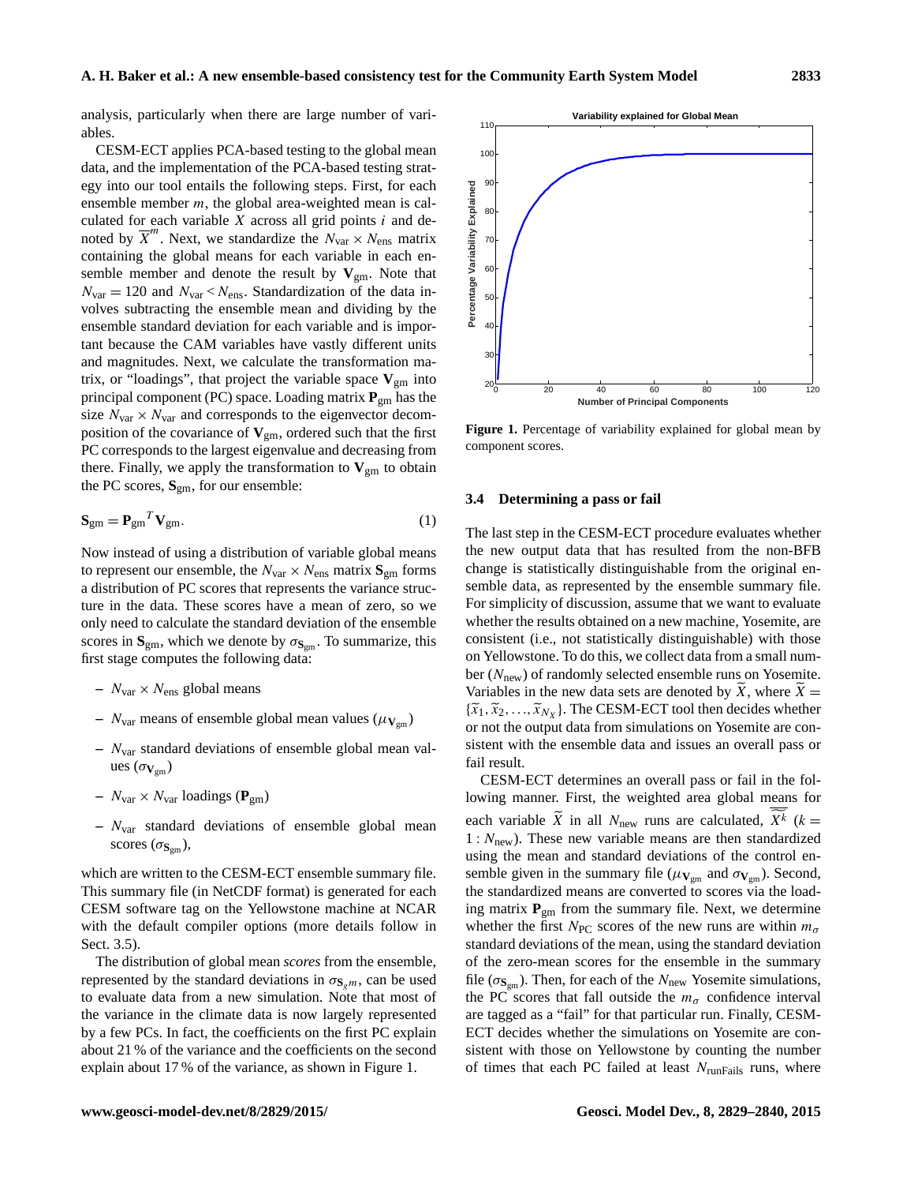analysis, particularly when there are large number of variables.

CESM-ECT applies PCA-based testing to the global mean data, and the implementation of the PCA-based testing strategy into our tool entails the following steps. First, for each ensemble member $m$, the global area-weighted mean is calculated for each variable $X$ across all grid points $i$ and denoted by $\overline{X}^m$. Next, we standardize the $N_{\text{var}} \times N_{\text{ens}}$ matrix containing the global means for each variable in each ensemble member and denote the result by $\mathbf{V}_{\text{gm}}$. Note that $N_{\text{var}} = 120$ and $N_{\text{var}} < N_{\text{ens}}$. Standardization of the data involves subtracting the ensemble mean and dividing by the ensemble standard deviation for each variable and is important because the CAM variables have vastly different units and magnitudes. Next, we calculate the transformation matrix, or "loadings", that project the variable space $\mathbf{V}_{\text{gm}}$ into principal component (PC) space. Loading matrix $\mathbf{P}_{\text{gm}}$ has the size $N_{\text{var}} \times N_{\text{var}}$ and corresponds to the eigenvector decomposition of the covariance of $\mathbf{V}_{\text{gm}}$, ordered such that the first PC corresponds to the largest eigenvalue and decreasing from there. Finally, we apply the transformation to $\mathbf{V}_{\text{gm}}$ to obtain the PC scores, $\mathbf{S}_{\text{gm}}$, for our ensemble:

$$\mathbf{S}_{\text{gm}} = \mathbf{P}_{\text{gm}}{}^{T} \mathbf{V}_{\text{gm}}. \quad (1)$$

Now instead of using a distribution of variable global means to represent our ensemble, the $N_{\text{var}} \times N_{\text{ens}}$ matrix $\mathbf{S}_{\text{gm}}$ forms a distribution of PC scores that represents the variance structure in the data. These scores have a mean of zero, so we only need to calculate the standard deviation of the ensemble scores in $\mathbf{S}_{\text{gm}}$, which we denote by $\sigma_{\mathbf{S}_{\text{gm}}}$. To summarize, this first stage computes the following data:

- $N_{\text{var}} \times N_{\text{ens}}$ global means
- $N_{\text{var}}$ means of ensemble global mean values ($\mu_{\mathbf{V}_{\text{gm}}}$)
- $N_{\text{var}}$ standard deviations of ensemble global mean values ($\sigma_{\mathbf{V}_{\text{gm}}}$)
- $N_{\text{var}} \times N_{\text{var}}$ loadings ($\mathbf{P}_{\text{gm}}$)
- $N_{\text{var}}$ standard deviations of ensemble global mean scores ($\sigma_{\mathbf{S}_{\text{gm}}}$),

which are written to the CESM-ECT ensemble summary file. This summary file (in NetCDF format) is generated for each CESM software tag on the Yellowstone machine at NCAR with the default compiler options (more details follow in Sect. 3.5).

The distribution of global mean *scores* from the ensemble, represented by the standard deviations in $\sigma_{\mathbf{S}_{gm}}$, can be used to evaluate data from a new simulation. Note that most of the variance in the climate data is now largely represented by a few PCs. In fact, the coefficients on the first PC explain about 21 % of the variance and the coefficients on the second explain about 17 % of the variance, as shown in Figure 1.

**Figure 1.** Percentage of variability explained for global mean by component scores.

### 3.4 Determining a pass or fail

The last step in the CESM-ECT procedure evaluates whether the new output data that has resulted from the non-BFB change is statistically distinguishable from the original ensemble data, as represented by the ensemble summary file. For simplicity of discussion, assume that we want to evaluate whether the results obtained on a new machine, Yosemite, are consistent (i.e., not statistically distinguishable) with those on Yellowstone. To do this, we collect data from a small number ($N_{\text{new}}$) of randomly selected ensemble runs on Yosemite. Variables in the new data sets are denoted by $\widetilde{X}$, where $\widetilde{X} = \{\widetilde{x}_1, \widetilde{x}_2, \ldots, \widetilde{x}_{N_X}\}$. The CESM-ECT tool then decides whether or not the output data from simulations on Yosemite are consistent with the ensemble data and issues an overall pass or fail result.

CESM-ECT determines an overall pass or fail in the following manner. First, the weighted area global means for each variable $\widetilde{X}$ in all $N_{\text{new}}$ runs are calculated, $\overline{\widetilde{X}^k}$ ($k = 1 : N_{\text{new}}$). These new variable means are then standardized using the mean and standard deviations of the control ensemble given in the summary file ($\mu_{\mathbf{V}_{\text{gm}}}$ and $\sigma_{\mathbf{V}_{\text{gm}}}$). Second, the standardized means are converted to scores via the loading matrix $\mathbf{P}_{\text{gm}}$ from the summary file. Next, we determine whether the first $N_{\text{PC}}$ scores of the new runs are within $m_\sigma$ standard deviations of the mean, using the standard deviation of the zero-mean scores for the ensemble in the summary file ($\sigma_{\mathbf{S}_{\text{gm}}}$). Then, for each of the $N_{\text{new}}$ Yosemite simulations, the PC scores that fall outside the $m_\sigma$ confidence interval are tagged as a "fail" for that particular run. Finally, CESM-ECT decides whether the simulations on Yosemite are consistent with those on Yellowstone by counting the number of times that each PC failed at least $N_{\text{runFails}}$ runs, where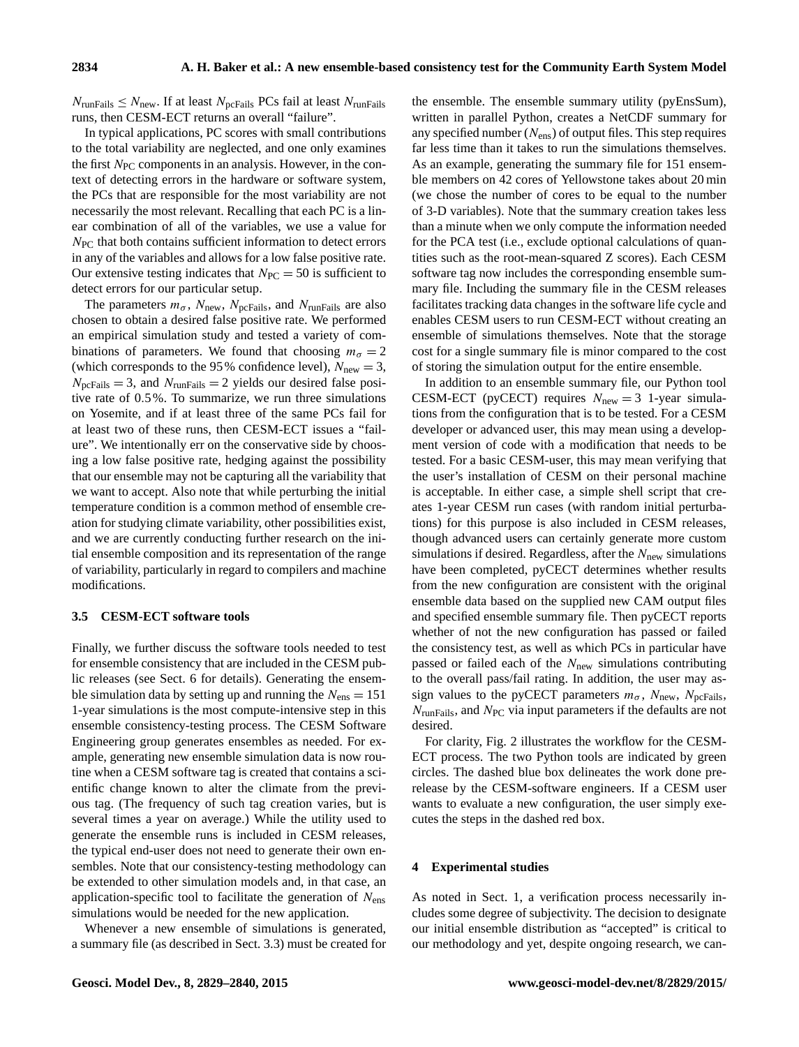$N_{\text{runFails}} \leq N_{\text{new}}$. If at least $N_{\text{pcFails}}$ PCs fail at least $N_{\text{runFails}}$ runs, then CESM-ECT returns an overall "failure".

In typical applications, PC scores with small contributions to the total variability are neglected, and one only examines the first $N_{\text{PC}}$ components in an analysis. However, in the context of detecting errors in the hardware or software system, the PCs that are responsible for the most variability are not necessarily the most relevant. Recalling that each PC is a linear combination of all of the variables, we use a value for $N_{\text{PC}}$ that both contains sufficient information to detect errors in any of the variables and allows for a low false positive rate. Our extensive testing indicates that $N_{\text{PC}} = 50$ is sufficient to detect errors for our particular setup.

The parameters $m_\sigma$, $N_{\text{new}}$, $N_{\text{pcFails}}$, and $N_{\text{runFails}}$ are also chosen to obtain a desired false positive rate. We performed an empirical simulation study and tested a variety of combinations of parameters. We found that choosing $m_\sigma = 2$ (which corresponds to the 95 % confidence level), $N_{\text{new}} = 3$, $N_{\text{pcFails}} = 3$, and $N_{\text{runFails}} = 2$ yields our desired false positive rate of 0.5 %. To summarize, we run three simulations on Yosemite, and if at least three of the same PCs fail for at least two of these runs, then CESM-ECT issues a "failure". We intentionally err on the conservative side by choosing a low false positive rate, hedging against the possibility that our ensemble may not be capturing all the variability that we want to accept. Also note that while perturbing the initial temperature condition is a common method of ensemble creation for studying climate variability, other possibilities exist, and we are currently conducting further research on the initial ensemble composition and its representation of the range of variability, particularly in regard to compilers and machine modifications.

### 3.5 CESM-ECT software tools

Finally, we further discuss the software tools needed to test for ensemble consistency that are included in the CESM public releases (see Sect. 6 for details). Generating the ensemble simulation data by setting up and running the $N_{\text{ens}} = 151$ 1-year simulations is the most compute-intensive step in this ensemble consistency-testing process. The CESM Software Engineering group generates ensembles as needed. For example, generating new ensemble simulation data is now routine when a CESM software tag is created that contains a scientific change known to alter the climate from the previous tag. (The frequency of such tag creation varies, but is several times a year on average.) While the utility used to generate the ensemble runs is included in CESM releases, the typical end-user does not need to generate their own ensembles. Note that our consistency-testing methodology can be extended to other simulation models and, in that case, an application-specific tool to facilitate the generation of $N_{\text{ens}}$ simulations would be needed for the new application.

Whenever a new ensemble of simulations is generated, a summary file (as described in Sect. 3.3) must be created for the ensemble. The ensemble summary utility (pyEnsSum), written in parallel Python, creates a NetCDF summary for any specified number ($N_{\text{ens}}$) of output files. This step requires far less time than it takes to run the simulations themselves. As an example, generating the summary file for 151 ensemble members on 42 cores of Yellowstone takes about 20 min (we chose the number of cores to be equal to the number of 3-D variables). Note that the summary creation takes less than a minute when we only compute the information needed for the PCA test (i.e., exclude optional calculations of quantities such as the root-mean-squared Z scores). Each CESM software tag now includes the corresponding ensemble summary file. Including the summary file in the CESM releases facilitates tracking data changes in the software life cycle and enables CESM users to run CESM-ECT without creating an ensemble of simulations themselves. Note that the storage cost for a single summary file is minor compared to the cost of storing the simulation output for the entire ensemble.

In addition to an ensemble summary file, our Python tool CESM-ECT (pyCECT) requires $N_{\text{new}} = 3$ 1-year simulations from the configuration that is to be tested. For a CESM developer or advanced user, this may mean using a development version of code with a modification that needs to be tested. For a basic CESM-user, this may mean verifying that the user's installation of CESM on their personal machine is acceptable. In either case, a simple shell script that creates 1-year CESM run cases (with random initial perturbations) for this purpose is also included in CESM releases, though advanced users can certainly generate more custom simulations if desired. Regardless, after the $N_{\text{new}}$ simulations have been completed, pyCECT determines whether results from the new configuration are consistent with the original ensemble data based on the supplied new CAM output files and specified ensemble summary file. Then pyCECT reports whether of not the new configuration has passed or failed the consistency test, as well as which PCs in particular have passed or failed each of the $N_{\text{new}}$ simulations contributing to the overall pass/fail rating. In addition, the user may assign values to the pyCECT parameters $m_\sigma$, $N_{\text{new}}$, $N_{\text{pcFails}}$, $N_{\text{runFails}}$, and $N_{\text{PC}}$ via input parameters if the defaults are not desired.

For clarity, Fig. 2 illustrates the workflow for the CESM-ECT process. The two Python tools are indicated by green circles. The dashed blue box delineates the work done prerelease by the CESM-software engineers. If a CESM user wants to evaluate a new configuration, the user simply executes the steps in the dashed red box.

## 4 Experimental studies

As noted in Sect. 1, a verification process necessarily includes some degree of subjectivity. The decision to designate our initial ensemble distribution as "accepted" is critical to our methodology and yet, despite ongoing research, we can-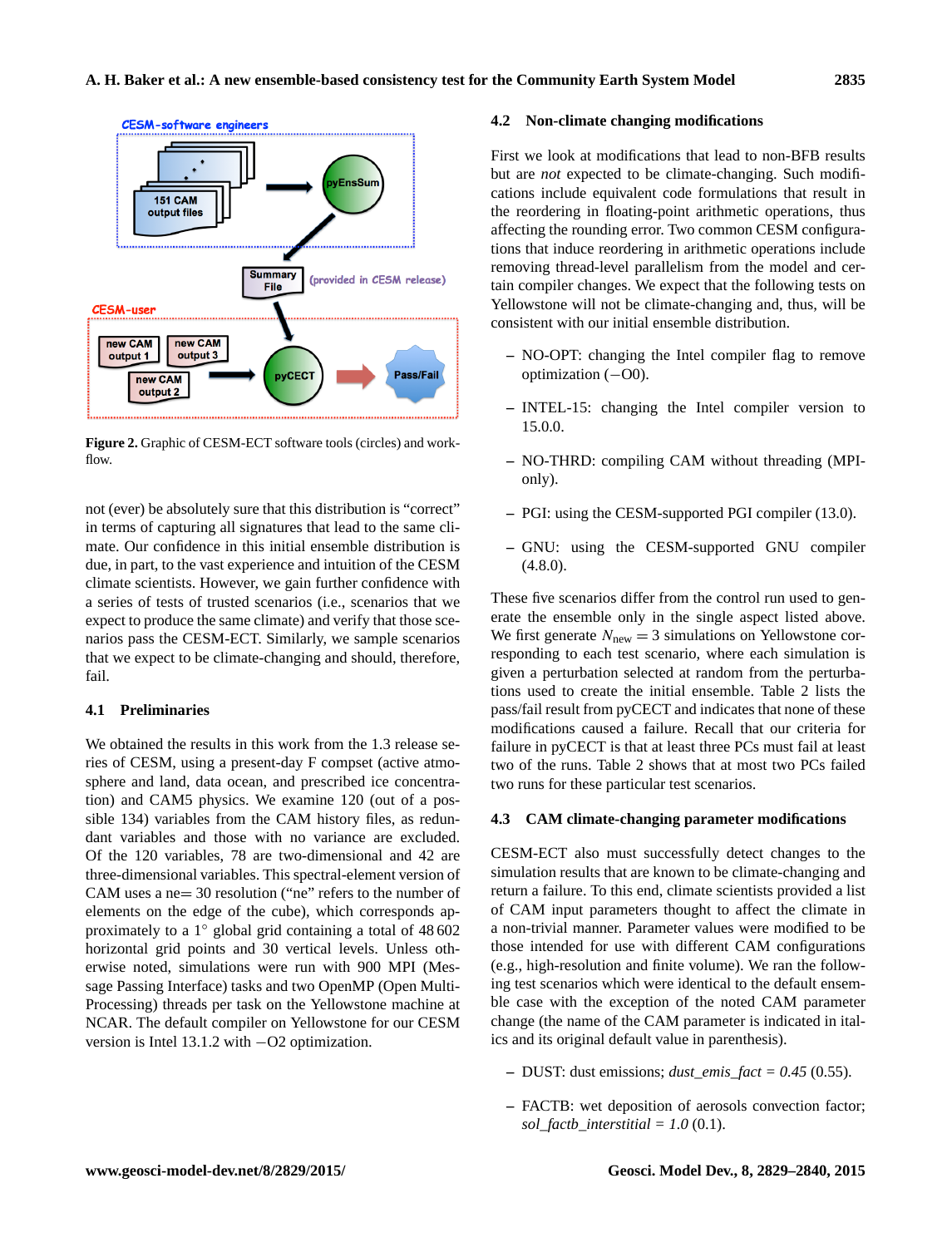Figure 2. Graphic of CESM-ECT software tools (circles) and workflow.

not (ever) be absolutely sure that this distribution is "correct" in terms of capturing all signatures that lead to the same climate. Our confidence in this initial ensemble distribution is due, in part, to the vast experience and intuition of the CESM climate scientists. However, we gain further confidence with a series of tests of trusted scenarios (i.e., scenarios that we expect to produce the same climate) and verify that those scenarios pass the CESM-ECT. Similarly, we sample scenarios that we expect to be climate-changing and should, therefore, fail.

### 4.1 Preliminaries

We obtained the results in this work from the 1.3 release series of CESM, using a present-day F compset (active atmosphere and land, data ocean, and prescribed ice concentration) and CAM5 physics. We examine 120 (out of a possible 134) variables from the CAM history files, as redundant variables and those with no variance are excluded. Of the 120 variables, 78 are two-dimensional and 42 are three-dimensional variables. This spectral-element version of CAM uses a ne= 30 resolution ("ne" refers to the number of elements on the edge of the cube), which corresponds approximately to a 1° global grid containing a total of 48 602 horizontal grid points and 30 vertical levels. Unless otherwise noted, simulations were run with 900 MPI (Message Passing Interface) tasks and two OpenMP (Open Multi-Processing) threads per task on the Yellowstone machine at NCAR. The default compiler on Yellowstone for our CESM version is Intel 13.1.2 with −O2 optimization.

### 4.2 Non-climate changing modifications

First we look at modifications that lead to non-BFB results but are *not* expected to be climate-changing. Such modifications include equivalent code formulations that result in the reordering in floating-point arithmetic operations, thus affecting the rounding error. Two common CESM configurations that induce reordering in arithmetic operations include removing thread-level parallelism from the model and certain compiler changes. We expect that the following tests on Yellowstone will not be climate-changing and, thus, will be consistent with our initial ensemble distribution.

- NO-OPT: changing the Intel compiler flag to remove optimization (−O0).
- INTEL-15: changing the Intel compiler version to 15.0.0.
- NO-THRD: compiling CAM without threading (MPI-only).
- PGI: using the CESM-supported PGI compiler (13.0).
- GNU: using the CESM-supported GNU compiler (4.8.0).

These five scenarios differ from the control run used to generate the ensemble only in the single aspect listed above. We first generate $N_{\text{new}} = 3$ simulations on Yellowstone corresponding to each test scenario, where each simulation is given a perturbation selected at random from the perturbations used to create the initial ensemble. Table 2 lists the pass/fail result from pyCECT and indicates that none of these modifications caused a failure. Recall that our criteria for failure in pyCECT is that at least three PCs must fail at least two of the runs. Table 2 shows that at most two PCs failed two runs for these particular test scenarios.

### 4.3 CAM climate-changing parameter modifications

CESM-ECT also must successfully detect changes to the simulation results that are known to be climate-changing and return a failure. To this end, climate scientists provided a list of CAM input parameters thought to affect the climate in a non-trivial manner. Parameter values were modified to be those intended for use with different CAM configurations (e.g., high-resolution and finite volume). We ran the following test scenarios which were identical to the default ensemble case with the exception of the noted CAM parameter change (the name of the CAM parameter is indicated in italics and its original default value in parenthesis).

- DUST: dust emissions; *dust_emis_fact = 0.45* (0.55).
- FACTB: wet deposition of aerosols convection factor; *sol_factb_interstitial = 1.0* (0.1).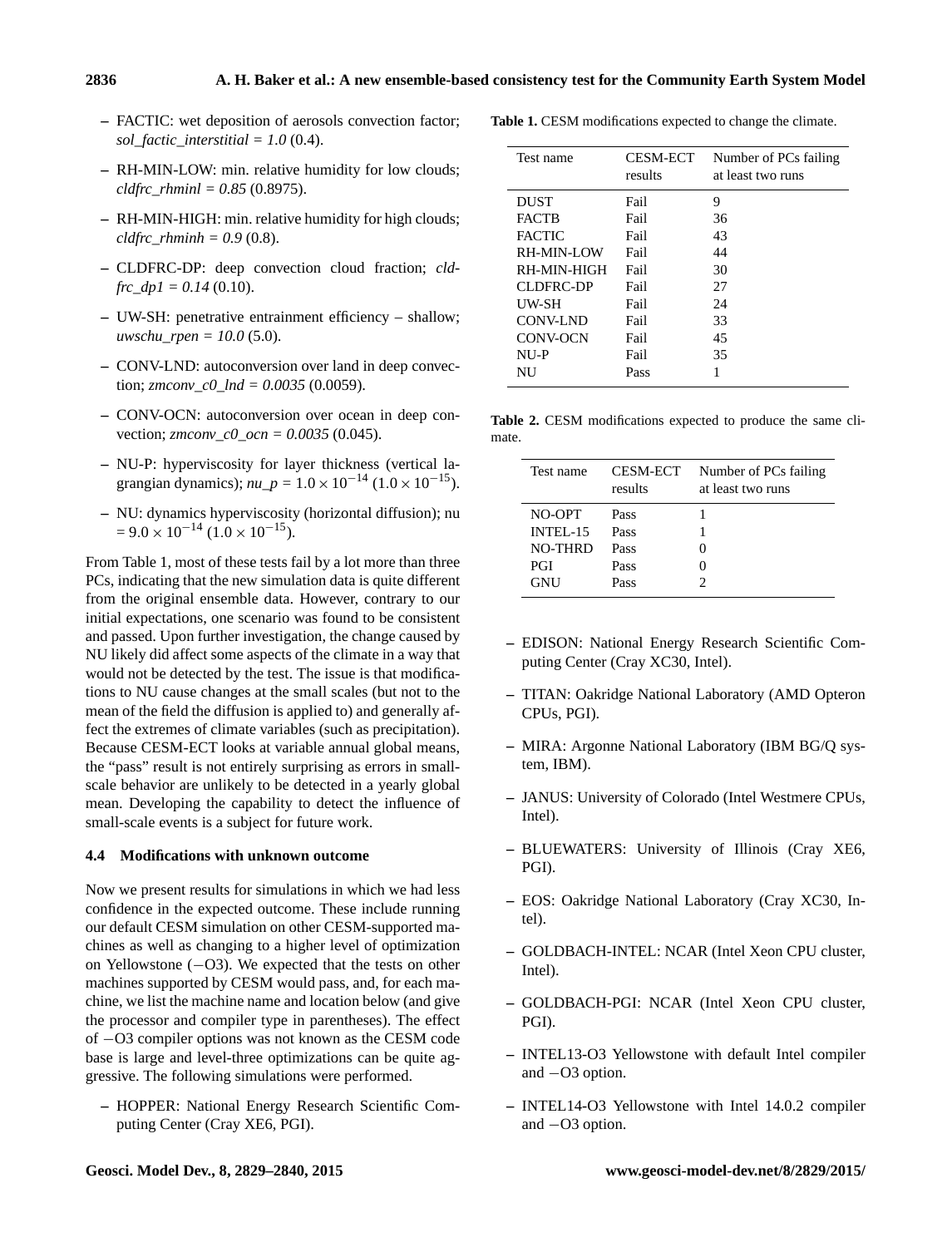- FACTIC: wet deposition of aerosols convection factor; *sol_factic_interstitial = 1.0* (0.4).
- RH-MIN-LOW: min. relative humidity for low clouds; *cldfrc_rhminl = 0.85* (0.8975).
- RH-MIN-HIGH: min. relative humidity for high clouds; *cldfrc_rhminh = 0.9* (0.8).
- CLDFRC-DP: deep convection cloud fraction; *cldfrc_dp1 = 0.14* (0.10).
- UW-SH: penetrative entrainment efficiency – shallow; *uwschu_rpen = 10.0* (5.0).
- CONV-LND: autoconversion over land in deep convection; *zmconv_c0_lnd = 0.0035* (0.0059).
- CONV-OCN: autoconversion over ocean in deep convection; *zmconv_c0_ocn = 0.0035* (0.045).
- NU-P: hyperviscosity for layer thickness (vertical lagrangian dynamics); $nu\_p = 1.0 \times 10^{-14}$ ($1.0 \times 10^{-15}$).
- NU: dynamics hyperviscosity (horizontal diffusion); nu $= 9.0 \times 10^{-14}$ ($1.0 \times 10^{-15}$).

From Table 1, most of these tests fail by a lot more than three PCs, indicating that the new simulation data is quite different from the original ensemble data. However, contrary to our initial expectations, one scenario was found to be consistent and passed. Upon further investigation, the change caused by NU likely did affect some aspects of the climate in a way that would not be detected by the test. The issue is that modifications to NU cause changes at the small scales (but not to the mean of the field the diffusion is applied to) and generally affect the extremes of climate variables (such as precipitation). Because CESM-ECT looks at variable annual global means, the "pass" result is not entirely surprising as errors in small-scale behavior are unlikely to be detected in a yearly global mean. Developing the capability to detect the influence of small-scale events is a subject for future work.

### 4.4 Modifications with unknown outcome

Now we present results for simulations in which we had less confidence in the expected outcome. These include running our default CESM simulation on other CESM-supported machines as well as changing to a higher level of optimization on Yellowstone (−O3). We expected that the tests on other machines supported by CESM would pass, and, for each machine, we list the machine name and location below (and give the processor and compiler type in parentheses). The effect of −O3 compiler options was not known as the CESM code base is large and level-three optimizations can be quite aggressive. The following simulations were performed.

- HOPPER: National Energy Research Scientific Computing Center (Cray XE6, PGI).

**Table 1.** CESM modifications expected to change the climate.

| Test name | CESM-ECT results | Number of PCs failing at least two runs |
|---|---|---|
| DUST | Fail | 9 |
| FACTB | Fail | 36 |
| FACTIC | Fail | 43 |
| RH-MIN-LOW | Fail | 44 |
| RH-MIN-HIGH | Fail | 30 |
| CLDFRC-DP | Fail | 27 |
| UW-SH | Fail | 24 |
| CONV-LND | Fail | 33 |
| CONV-OCN | Fail | 45 |
| NU-P | Fail | 35 |
| NU | Pass | 1 |

**Table 2.** CESM modifications expected to produce the same climate.

| Test name | CESM-ECT results | Number of PCs failing at least two runs |
|---|---|---|
| NO-OPT | Pass | 1 |
| INTEL-15 | Pass | 1 |
| NO-THRD | Pass | 0 |
| PGI | Pass | 0 |
| GNU | Pass | 2 |

- EDISON: National Energy Research Scientific Computing Center (Cray XC30, Intel).
- TITAN: Oakridge National Laboratory (AMD Opteron CPUs, PGI).
- MIRA: Argonne National Laboratory (IBM BG/Q system, IBM).
- JANUS: University of Colorado (Intel Westmere CPUs, Intel).
- BLUEWATERS: University of Illinois (Cray XE6, PGI).
- EOS: Oakridge National Laboratory (Cray XC30, Intel).
- GOLDBACH-INTEL: NCAR (Intel Xeon CPU cluster, Intel).
- GOLDBACH-PGI: NCAR (Intel Xeon CPU cluster, PGI).
- INTEL13-O3 Yellowstone with default Intel compiler and −O3 option.
- INTEL14-O3 Yellowstone with Intel 14.0.2 compiler and −O3 option.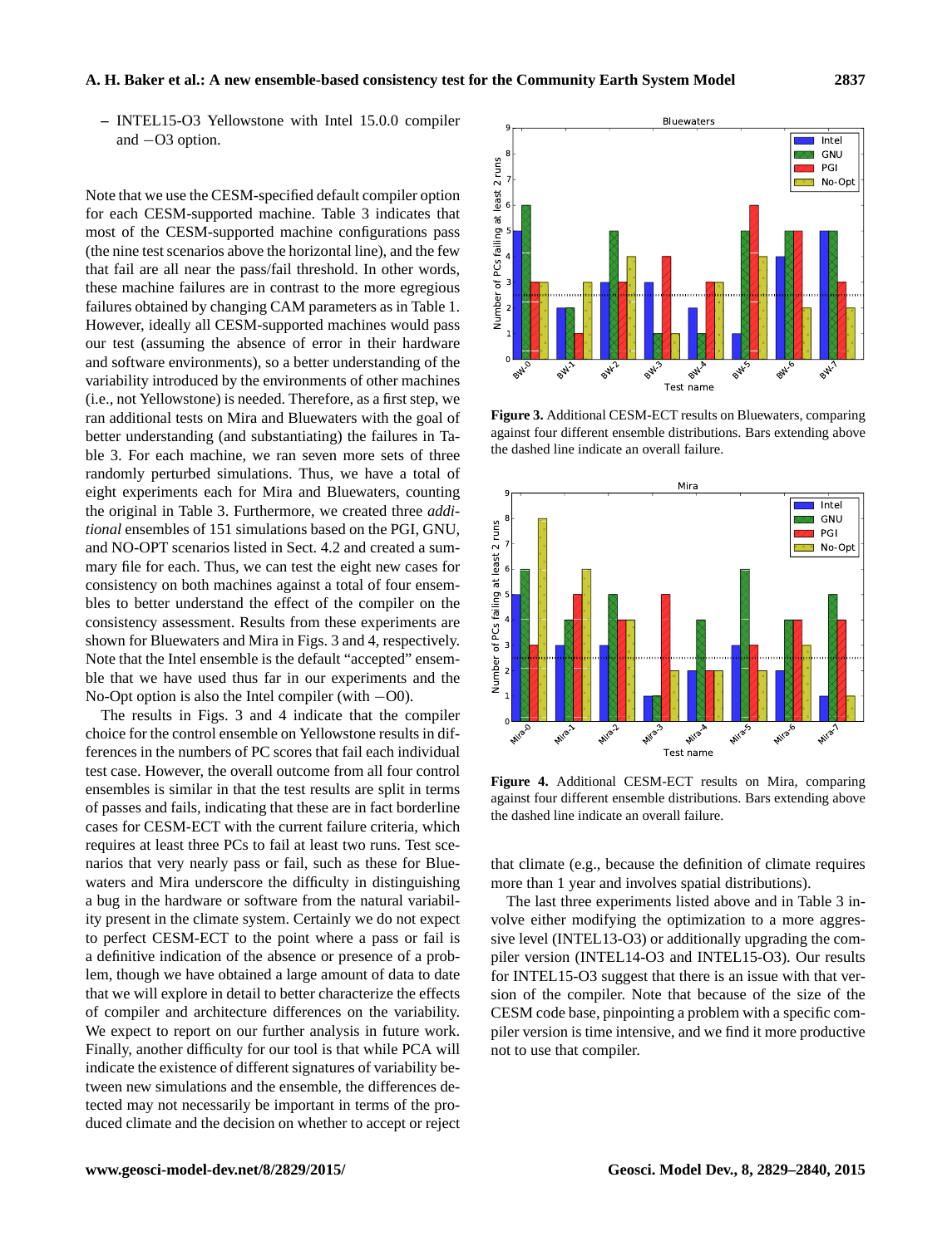– INTEL15-O3 Yellowstone with Intel 15.0.0 compiler and −O3 option.

Note that we use the CESM-specified default compiler option for each CESM-supported machine. Table 3 indicates that most of the CESM-supported machine configurations pass (the nine test scenarios above the horizontal line), and the few that fail are all near the pass/fail threshold. In other words, these machine failures are in contrast to the more egregious failures obtained by changing CAM parameters as in Table 1. However, ideally all CESM-supported machines would pass our test (assuming the absence of error in their hardware and software environments), so a better understanding of the variability introduced by the environments of other machines (i.e., not Yellowstone) is needed. Therefore, as a first step, we ran additional tests on Mira and Bluewaters with the goal of better understanding (and substantiating) the failures in Table 3. For each machine, we ran seven more sets of three randomly perturbed simulations. Thus, we have a total of eight experiments each for Mira and Bluewaters, counting the original in Table 3. Furthermore, we created three *additional* ensembles of 151 simulations based on the PGI, GNU, and NO-OPT scenarios listed in Sect. 4.2 and created a summary file for each. Thus, we can test the eight new cases for consistency on both machines against a total of four ensembles to better understand the effect of the compiler on the consistency assessment. Results from these experiments are shown for Bluewaters and Mira in Figs. 3 and 4, respectively. Note that the Intel ensemble is the default "accepted" ensemble that we have used thus far in our experiments and the No-Opt option is also the Intel compiler (with −O0).

The results in Figs. 3 and 4 indicate that the compiler choice for the control ensemble on Yellowstone results in differences in the numbers of PC scores that fail each individual test case. However, the overall outcome from all four control ensembles is similar in that the test results are split in terms of passes and fails, indicating that these are in fact borderline cases for CESM-ECT with the current failure criteria, which requires at least three PCs to fail at least two runs. Test scenarios that very nearly pass or fail, such as these for Bluewaters and Mira underscore the difficulty in distinguishing a bug in the hardware or software from the natural variability present in the climate system. Certainly we do not expect to perfect CESM-ECT to the point where a pass or fail is a definitive indication of the absence or presence of a problem, though we have obtained a large amount of data to date that we will explore in detail to better characterize the effects of compiler and architecture differences on the variability. We expect to report on our further analysis in future work. Finally, another difficulty for our tool is that while PCA will indicate the existence of different signatures of variability between new simulations and the ensemble, the differences detected may not necessarily be important in terms of the produced climate and the decision on whether to accept or reject that climate (e.g., because the definition of climate requires more than 1 year and involves spatial distributions).

**Figure 3.** Additional CESM-ECT results on Bluewaters, comparing against four different ensemble distributions. Bars extending above the dashed line indicate an overall failure.

**Figure 4.** Additional CESM-ECT results on Mira, comparing against four different ensemble distributions. Bars extending above the dashed line indicate an overall failure.

The last three experiments listed above and in Table 3 involve either modifying the optimization to a more aggressive level (INTEL13-O3) or additionally upgrading the compiler version (INTEL14-O3 and INTEL15-O3). Our results for INTEL15-O3 suggest that there is an issue with that version of the compiler. Note that because of the size of the CESM code base, pinpointing a problem with a specific compiler version is time intensive, and we find it more productive not to use that compiler.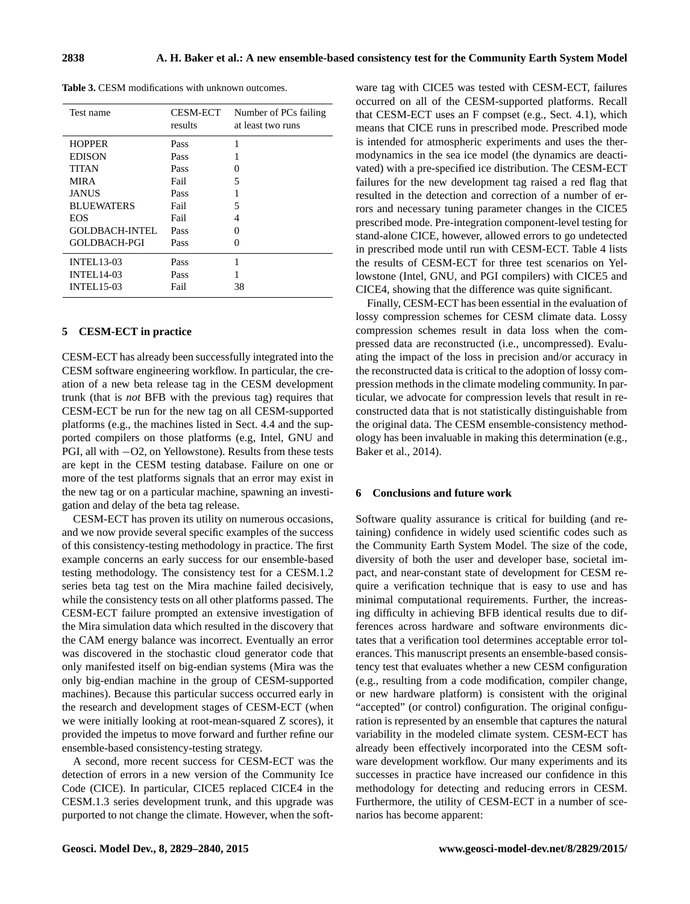**Table 3.** CESM modifications with unknown outcomes.

| Test name | CESM-ECT results | Number of PCs failing at least two runs |
|---|---|---|
| HOPPER | Pass | 1 |
| EDISON | Pass | 1 |
| TITAN | Pass | 0 |
| MIRA | Fail | 5 |
| JANUS | Pass | 1 |
| BLUEWATERS | Fail | 5 |
| EOS | Fail | 4 |
| GOLDBACH-INTEL | Pass | 0 |
| GOLDBACH-PGI | Pass | 0 |
| INTEL13-03 | Pass | 1 |
| INTEL14-03 | Pass | 1 |
| INTEL15-03 | Fail | 38 |

## 5 CESM-ECT in practice

CESM-ECT has already been successfully integrated into the CESM software engineering workflow. In particular, the creation of a new beta release tag in the CESM development trunk (that is *not* BFB with the previous tag) requires that CESM-ECT be run for the new tag on all CESM-supported platforms (e.g., the machines listed in Sect. 4.4 and the supported compilers on those platforms (e.g, Intel, GNU and PGI, all with −O2, on Yellowstone). Results from these tests are kept in the CESM testing database. Failure on one or more of the test platforms signals that an error may exist in the new tag or on a particular machine, spawning an investigation and delay of the beta tag release.

CESM-ECT has proven its utility on numerous occasions, and we now provide several specific examples of the success of this consistency-testing methodology in practice. The first example concerns an early success for our ensemble-based testing methodology. The consistency test for a CESM.1.2 series beta tag test on the Mira machine failed decisively, while the consistency tests on all other platforms passed. The CESM-ECT failure prompted an extensive investigation of the Mira simulation data which resulted in the discovery that the CAM energy balance was incorrect. Eventually an error was discovered in the stochastic cloud generator code that only manifested itself on big-endian systems (Mira was the only big-endian machine in the group of CESM-supported machines). Because this particular success occurred early in the research and development stages of CESM-ECT (when we were initially looking at root-mean-squared Z scores), it provided the impetus to move forward and further refine our ensemble-based consistency-testing strategy.

A second, more recent success for CESM-ECT was the detection of errors in a new version of the Community Ice Code (CICE). In particular, CICE5 replaced CICE4 in the CESM.1.3 series development trunk, and this upgrade was purported to not change the climate. However, when the software tag with CICE5 was tested with CESM-ECT, failures occurred on all of the CESM-supported platforms. Recall that CESM-ECT uses an F compset (e.g., Sect. 4.1), which means that CICE runs in prescribed mode. Prescribed mode is intended for atmospheric experiments and uses the thermodynamics in the sea ice model (the dynamics are deactivated) with a pre-specified ice distribution. The CESM-ECT failures for the new development tag raised a red flag that resulted in the detection and correction of a number of errors and necessary tuning parameter changes in the CICE5 prescribed mode. Pre-integration component-level testing for stand-alone CICE, however, allowed errors to go undetected in prescribed mode until run with CESM-ECT. Table 4 lists the results of CESM-ECT for three test scenarios on Yellowstone (Intel, GNU, and PGI compilers) with CICE5 and CICE4, showing that the difference was quite significant.

Finally, CESM-ECT has been essential in the evaluation of lossy compression schemes for CESM climate data. Lossy compression schemes result in data loss when the compressed data are reconstructed (i.e., uncompressed). Evaluating the impact of the loss in precision and/or accuracy in the reconstructed data is critical to the adoption of lossy compression methods in the climate modeling community. In particular, we advocate for compression levels that result in reconstructed data that is not statistically distinguishable from the original data. The CESM ensemble-consistency methodology has been invaluable in making this determination (e.g., Baker et al., 2014).

## 6 Conclusions and future work

Software quality assurance is critical for building (and retaining) confidence in widely used scientific codes such as the Community Earth System Model. The size of the code, diversity of both the user and developer base, societal impact, and near-constant state of development for CESM require a verification technique that is easy to use and has minimal computational requirements. Further, the increasing difficulty in achieving BFB identical results due to differences across hardware and software environments dictates that a verification tool determines acceptable error tolerances. This manuscript presents an ensemble-based consistency test that evaluates whether a new CESM configuration (e.g., resulting from a code modification, compiler change, or new hardware platform) is consistent with the original "accepted" (or control) configuration. The original configuration is represented by an ensemble that captures the natural variability in the modeled climate system. CESM-ECT has already been effectively incorporated into the CESM software development workflow. Our many experiments and its successes in practice have increased our confidence in this methodology for detecting and reducing errors in CESM. Furthermore, the utility of CESM-ECT in a number of scenarios has become apparent: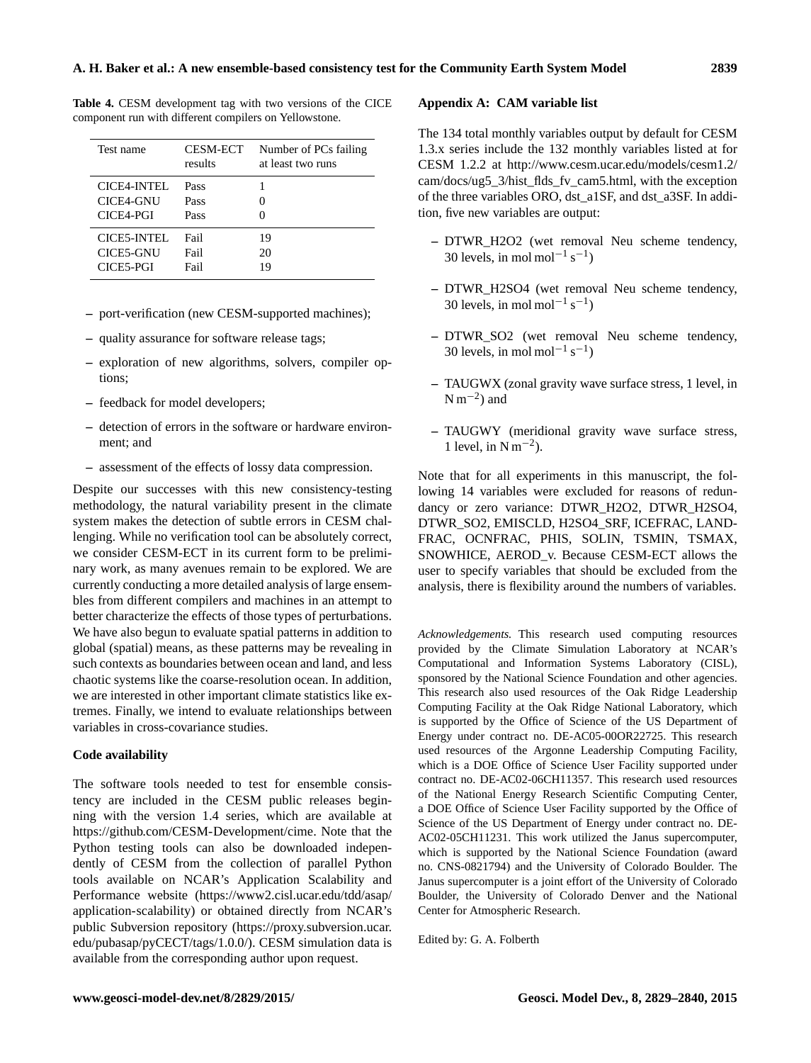**Table 4.** CESM development tag with two versions of the CICE component run with different compilers on Yellowstone.

| Test name | CESM-ECT results | Number of PCs failing at least two runs |
|---|---|---|
| CICE4-INTEL | Pass | 1 |
| CICE4-GNU | Pass | 0 |
| CICE4-PGI | Pass | 0 |
| CICE5-INTEL | Fail | 19 |
| CICE5-GNU | Fail | 20 |
| CICE5-PGI | Fail | 19 |

– port-verification (new CESM-supported machines);

– quality assurance for software release tags;

– exploration of new algorithms, solvers, compiler options;

– feedback for model developers;

– detection of errors in the software or hardware environment; and

– assessment of the effects of lossy data compression.

Despite our successes with this new consistency-testing methodology, the natural variability present in the climate system makes the detection of subtle errors in CESM challenging. While no verification tool can be absolutely correct, we consider CESM-ECT in its current form to be preliminary work, as many avenues remain to be explored. We are currently conducting a more detailed analysis of large ensembles from different compilers and machines in an attempt to better characterize the effects of those types of perturbations. We have also begun to evaluate spatial patterns in addition to global (spatial) means, as these patterns may be revealing in such contexts as boundaries between ocean and land, and less chaotic systems like the coarse-resolution ocean. In addition, we are interested in other important climate statistics like extremes. Finally, we intend to evaluate relationships between variables in cross-covariance studies.

## Code availability

The software tools needed to test for ensemble consistency are included in the CESM public releases beginning with the version 1.4 series, which are available at https://github.com/CESM-Development/cime. Note that the Python testing tools can also be downloaded independently of CESM from the collection of parallel Python tools available on NCAR's Application Scalability and Performance website (https://www2.cisl.ucar.edu/tdd/asap/application-scalability) or obtained directly from NCAR's public Subversion repository (https://proxy.subversion.ucar.edu/pubasap/pyCECT/tags/1.0.0/). CESM simulation data is available from the corresponding author upon request.

## Appendix A: CAM variable list

The 134 total monthly variables output by default for CESM 1.3.x series include the 132 monthly variables listed at for CESM 1.2.2 at http://www.cesm.ucar.edu/models/cesm1.2/cam/docs/ug5_3/hist_flds_fv_cam5.html, with the exception of the three variables ORO, dst_a1SF, and dst_a3SF. In addition, five new variables are output:

– DTWR_H2O2 (wet removal Neu scheme tendency, 30 levels, in $\text{mol mol}^{-1}\,\text{s}^{-1}$)

– DTWR_H2SO4 (wet removal Neu scheme tendency, 30 levels, in $\text{mol mol}^{-1}\,\text{s}^{-1}$)

– DTWR_SO2 (wet removal Neu scheme tendency, 30 levels, in $\text{mol mol}^{-1}\,\text{s}^{-1}$)

– TAUGWX (zonal gravity wave surface stress, 1 level, in $\text{N m}^{-2}$) and

– TAUGWY (meridional gravity wave surface stress, 1 level, in $\text{N m}^{-2}$).

Note that for all experiments in this manuscript, the following 14 variables were excluded for reasons of redundancy or zero variance: DTWR_H2O2, DTWR_H2SO4, DTWR_SO2, EMISCLD, H2SO4_SRF, ICEFRAC, LANDFRAC, OCNFRAC, PHIS, SOLIN, TSMIN, TSMAX, SNOWHICE, AEROD_v. Because CESM-ECT allows the user to specify variables that should be excluded from the analysis, there is flexibility around the numbers of variables.

*Acknowledgements.* This research used computing resources provided by the Climate Simulation Laboratory at NCAR's Computational and Information Systems Laboratory (CISL), sponsored by the National Science Foundation and other agencies. This research also used resources of the Oak Ridge Leadership Computing Facility at the Oak Ridge National Laboratory, which is supported by the Office of Science of the US Department of Energy under contract no. DE-AC05-00OR22725. This research used resources of the Argonne Leadership Computing Facility, which is a DOE Office of Science User Facility supported under contract no. DE-AC02-06CH11357. This research used resources of the National Energy Research Scientific Computing Center, a DOE Office of Science User Facility supported by the Office of Science of the US Department of Energy under contract no. DE-AC02-05CH11231. This work utilized the Janus supercomputer, which is supported by the National Science Foundation (award no. CNS-0821794) and the University of Colorado Boulder. The Janus supercomputer is a joint effort of the University of Colorado Boulder, the University of Colorado Denver and the National Center for Atmospheric Research.

Edited by: G. A. Folberth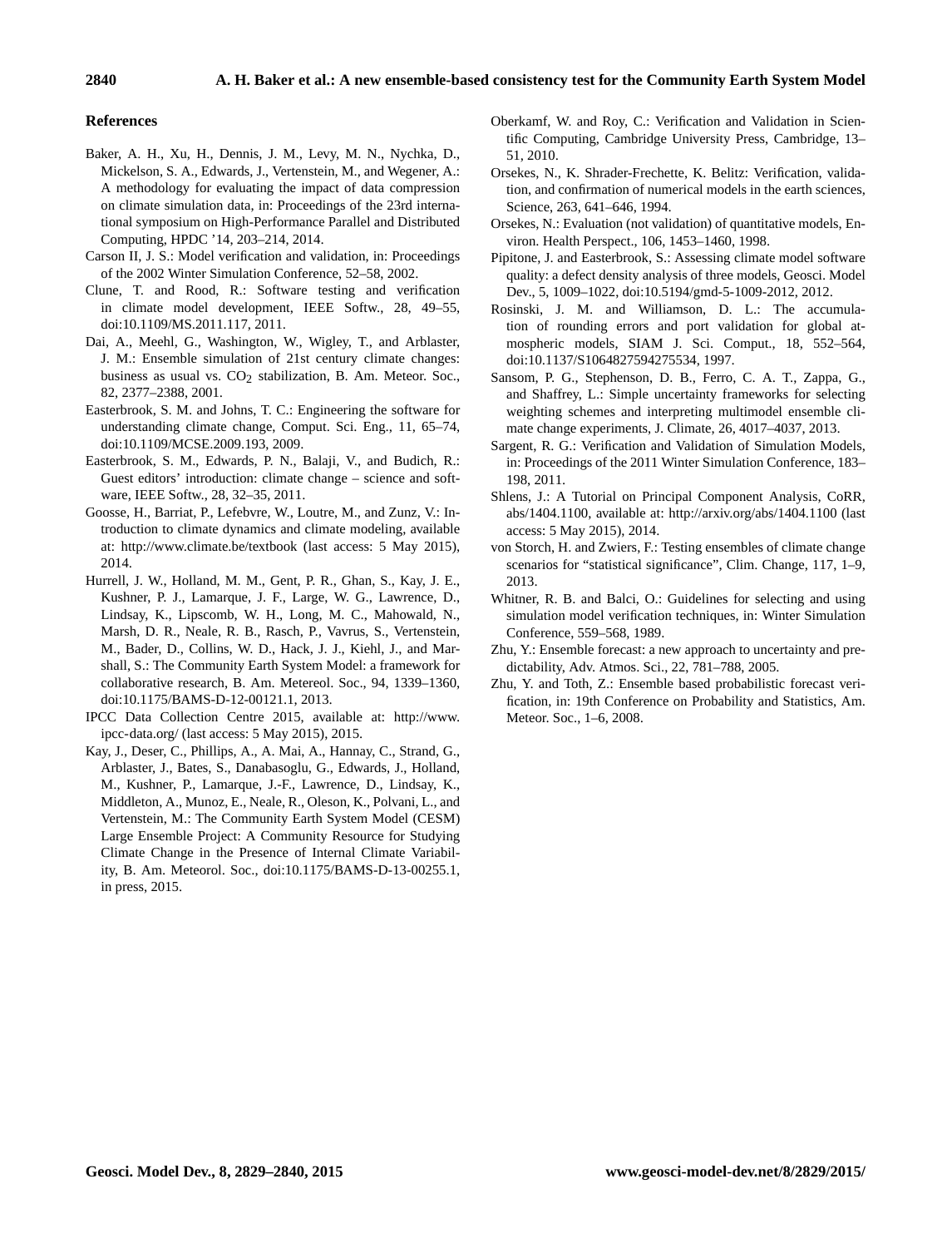## References

Baker, A. H., Xu, H., Dennis, J. M., Levy, M. N., Nychka, D., Mickelson, S. A., Edwards, J., Vertenstein, M., and Wegener, A.: A methodology for evaluating the impact of data compression on climate simulation data, in: Proceedings of the 23rd international symposium on High-Performance Parallel and Distributed Computing, HPDC '14, 203–214, 2014.

Carson II, J. S.: Model verification and validation, in: Proceedings of the 2002 Winter Simulation Conference, 52–58, 2002.

Clune, T. and Rood, R.: Software testing and verification in climate model development, IEEE Softw., 28, 49–55, doi:10.1109/MS.2011.117, 2011.

Dai, A., Meehl, G., Washington, W., Wigley, T., and Arblaster, J. M.: Ensemble simulation of 21st century climate changes: business as usual vs. $CO_2$ stabilization, B. Am. Meteor. Soc., 82, 2377–2388, 2001.

Easterbrook, S. M. and Johns, T. C.: Engineering the software for understanding climate change, Comput. Sci. Eng., 11, 65–74, doi:10.1109/MCSE.2009.193, 2009.

Easterbrook, S. M., Edwards, P. N., Balaji, V., and Budich, R.: Guest editors' introduction: climate change – science and software, IEEE Softw., 28, 32–35, 2011.

Goosse, H., Barriat, P., Lefebvre, W., Loutre, M., and Zunz, V.: Introduction to climate dynamics and climate modeling, available at: http://www.climate.be/textbook (last access: 5 May 2015), 2014.

Hurrell, J. W., Holland, M. M., Gent, P. R., Ghan, S., Kay, J. E., Kushner, P. J., Lamarque, J. F., Large, W. G., Lawrence, D., Lindsay, K., Lipscomb, W. H., Long, M. C., Mahowald, N., Marsh, D. R., Neale, R. B., Rasch, P., Vavrus, S., Vertenstein, M., Bader, D., Collins, W. D., Hack, J. J., Kiehl, J., and Marshall, S.: The Community Earth System Model: a framework for collaborative research, B. Am. Metereol. Soc., 94, 1339–1360, doi:10.1175/BAMS-D-12-00121.1, 2013.

IPCC Data Collection Centre 2015, available at: http://www.ipcc-data.org/ (last access: 5 May 2015), 2015.

Kay, J., Deser, C., Phillips, A., A. Mai, A., Hannay, C., Strand, G., Arblaster, J., Bates, S., Danabasoglu, G., Edwards, J., Holland, M., Kushner, P., Lamarque, J.-F., Lawrence, D., Lindsay, K., Middleton, A., Munoz, E., Neale, R., Oleson, K., Polvani, L., and Vertenstein, M.: The Community Earth System Model (CESM) Large Ensemble Project: A Community Resource for Studying Climate Change in the Presence of Internal Climate Variability, B. Am. Meteorol. Soc., doi:10.1175/BAMS-D-13-00255.1, in press, 2015.

Oberkamf, W. and Roy, C.: Verification and Validation in Scientific Computing, Cambridge University Press, Cambridge, 13–51, 2010.

Orsekes, N., K. Shrader-Frechette, K. Belitz: Verification, validation, and confirmation of numerical models in the earth sciences, Science, 263, 641–646, 1994.

Orsekes, N.: Evaluation (not validation) of quantitative models, Environ. Health Perspect., 106, 1453–1460, 1998.

Pipitone, J. and Easterbrook, S.: Assessing climate model software quality: a defect density analysis of three models, Geosci. Model Dev., 5, 1009–1022, doi:10.5194/gmd-5-1009-2012, 2012.

Rosinski, J. M. and Williamson, D. L.: The accumulation of rounding errors and port validation for global atmospheric models, SIAM J. Sci. Comput., 18, 552–564, doi:10.1137/S1064827594275534, 1997.

Sansom, P. G., Stephenson, D. B., Ferro, C. A. T., Zappa, G., and Shaffrey, L.: Simple uncertainty frameworks for selecting weighting schemes and interpreting multimodel ensemble climate change experiments, J. Climate, 26, 4017–4037, 2013.

Sargent, R. G.: Verification and Validation of Simulation Models, in: Proceedings of the 2011 Winter Simulation Conference, 183–198, 2011.

Shlens, J.: A Tutorial on Principal Component Analysis, CoRR, abs/1404.1100, available at: http://arxiv.org/abs/1404.1100 (last access: 5 May 2015), 2014.

von Storch, H. and Zwiers, F.: Testing ensembles of climate change scenarios for "statistical significance", Clim. Change, 117, 1–9, 2013.

Whitner, R. B. and Balci, O.: Guidelines for selecting and using simulation model verification techniques, in: Winter Simulation Conference, 559–568, 1989.

Zhu, Y.: Ensemble forecast: a new approach to uncertainty and predictability, Adv. Atmos. Sci., 22, 781–788, 2005.

Zhu, Y. and Toth, Z.: Ensemble based probabilistic forecast verification, in: 19th Conference on Probability and Statistics, Am. Meteor. Soc., 1–6, 2008.